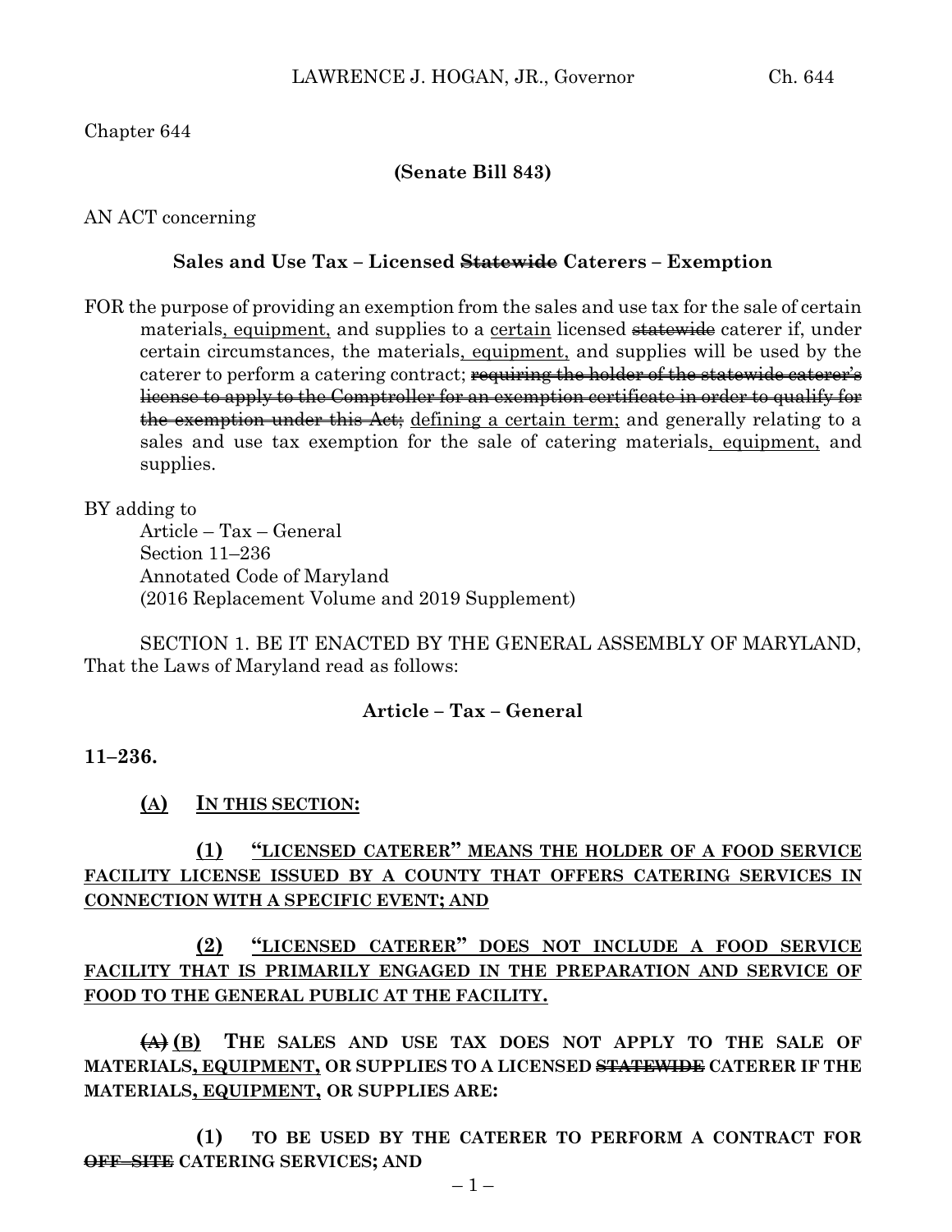Chapter 644

**(Senate Bill 843)**

AN ACT concerning

**Sales and Use Tax – Licensed ~~Statewide~~ Caterers – Exemption**

FOR the purpose of providing an exemption from the sales and use tax for the sale of certain materials, equipment, and supplies to a certain licensed ~~statewide~~ caterer if, under certain circumstances, the materials, equipment, and supplies will be used by the caterer to perform a catering contract; ~~requiring the holder of the statewide caterer's license to apply to the Comptroller for an exemption certificate in order to qualify for the exemption under this Act;~~ defining a certain term; and generally relating to a sales and use tax exemption for the sale of catering materials, equipment, and supplies.

BY adding to
Article – Tax – General
Section 11–236
Annotated Code of Maryland
(2016 Replacement Volume and 2019 Supplement)

SECTION 1. BE IT ENACTED BY THE GENERAL ASSEMBLY OF MARYLAND, That the Laws of Maryland read as follows:

**Article – Tax – General**

**11–236.**

(A) IN THIS SECTION:

(1) "LICENSED CATERER" MEANS THE HOLDER OF A FOOD SERVICE FACILITY LICENSE ISSUED BY A COUNTY THAT OFFERS CATERING SERVICES IN CONNECTION WITH A SPECIFIC EVENT; AND

(2) "LICENSED CATERER" DOES NOT INCLUDE A FOOD SERVICE FACILITY THAT IS PRIMARILY ENGAGED IN THE PREPARATION AND SERVICE OF FOOD TO THE GENERAL PUBLIC AT THE FACILITY.

~~(A)~~ (B) THE SALES AND USE TAX DOES NOT APPLY TO THE SALE OF MATERIALS, EQUIPMENT, OR SUPPLIES TO A LICENSED ~~STATEWIDE~~ CATERER IF THE MATERIALS, EQUIPMENT, OR SUPPLIES ARE:

(1) TO BE USED BY THE CATERER TO PERFORM A CONTRACT FOR ~~OFF–SITE~~ CATERING SERVICES; AND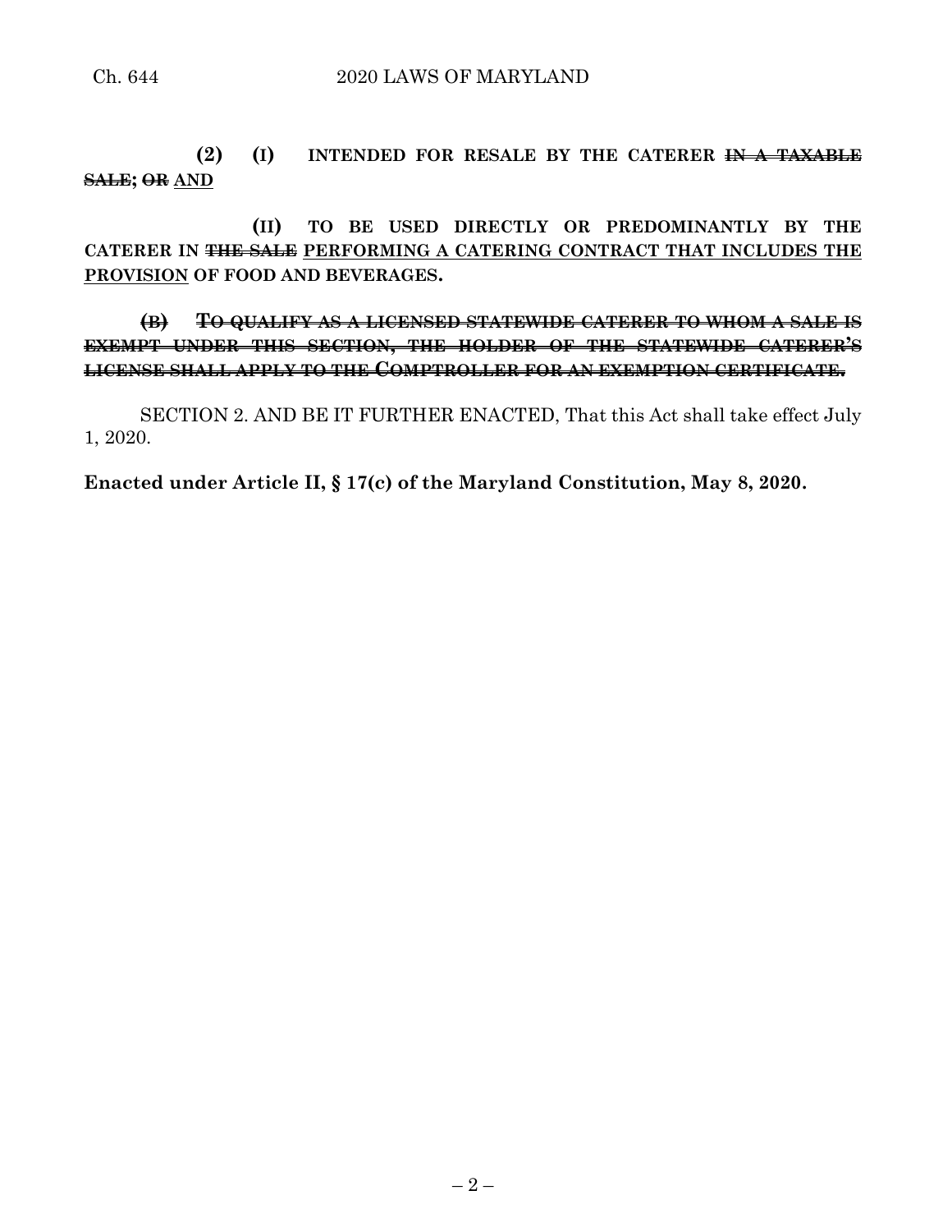**(2) (I) INTENDED FOR RESALE BY THE CATERER ~~IN A TAXABLE SALE~~; ~~OR~~ AND**

**(II) TO BE USED DIRECTLY OR PREDOMINANTLY BY THE CATERER IN ~~THE SALE~~ PERFORMING A CATERING CONTRACT THAT INCLUDES THE PROVISION OF FOOD AND BEVERAGES.**

**~~(B) TO QUALIFY AS A LICENSED STATEWIDE CATERER TO WHOM A SALE IS EXEMPT UNDER THIS SECTION, THE HOLDER OF THE STATEWIDE CATERER'S LICENSE SHALL APPLY TO THE COMPTROLLER FOR AN EXEMPTION CERTIFICATE.~~**

SECTION 2. AND BE IT FURTHER ENACTED, That this Act shall take effect July 1, 2020.

**Enacted under Article II, § 17(c) of the Maryland Constitution, May 8, 2020.**